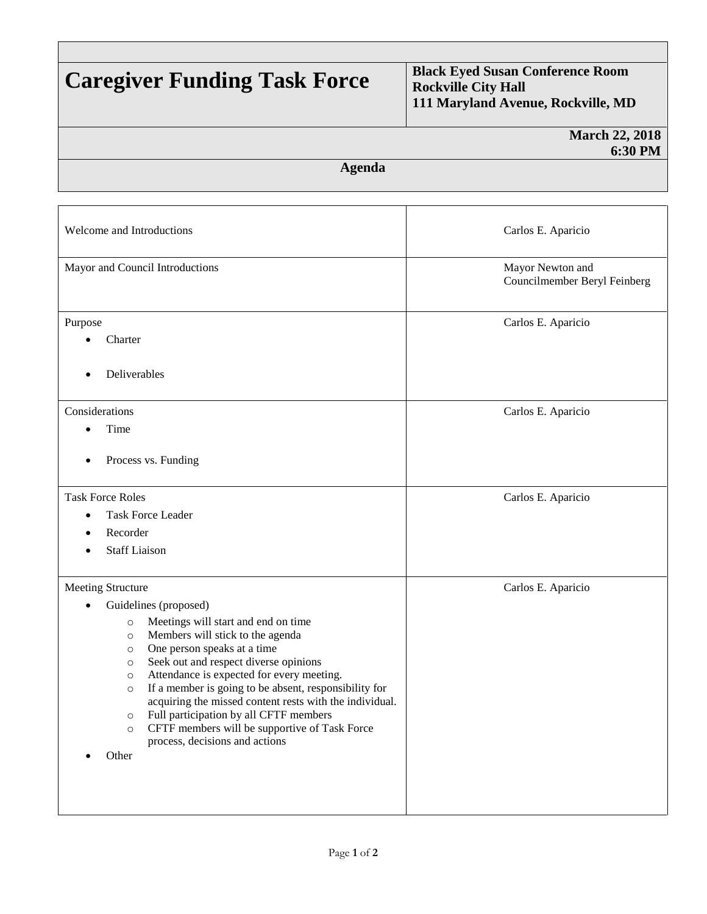# Caregiver Funding Task Force

**Black Eyed Susan Conference Room**
**Rockville City Hall**
**111 Maryland Avenue, Rockville, MD**

**March 22, 2018**
**6:30 PM**

## Agenda

| Item | Presenter |
|---|---|
| Welcome and Introductions | Carlos E. Aparicio |
| Mayor and Council Introductions | Mayor Newton and Councilmember Beryl Feinberg |
| Purpose<br>• Charter<br>• Deliverables | Carlos E. Aparicio |
| Considerations<br>• Time<br>• Process vs. Funding | Carlos E. Aparicio |
| Task Force Roles<br>• Task Force Leader<br>• Recorder<br>• Staff Liaison | Carlos E. Aparicio |
| Meeting Structure<br>• Guidelines (proposed)<br>  ○ Meetings will start and end on time<br>  ○ Members will stick to the agenda<br>  ○ One person speaks at a time<br>  ○ Seek out and respect diverse opinions<br>  ○ Attendance is expected for every meeting.<br>  ○ If a member is going to be absent, responsibility for acquiring the missed content rests with the individual.<br>  ○ Full participation by all CFTF members<br>  ○ CFTF members will be supportive of Task Force process, decisions and actions<br>• Other | Carlos E. Aparicio |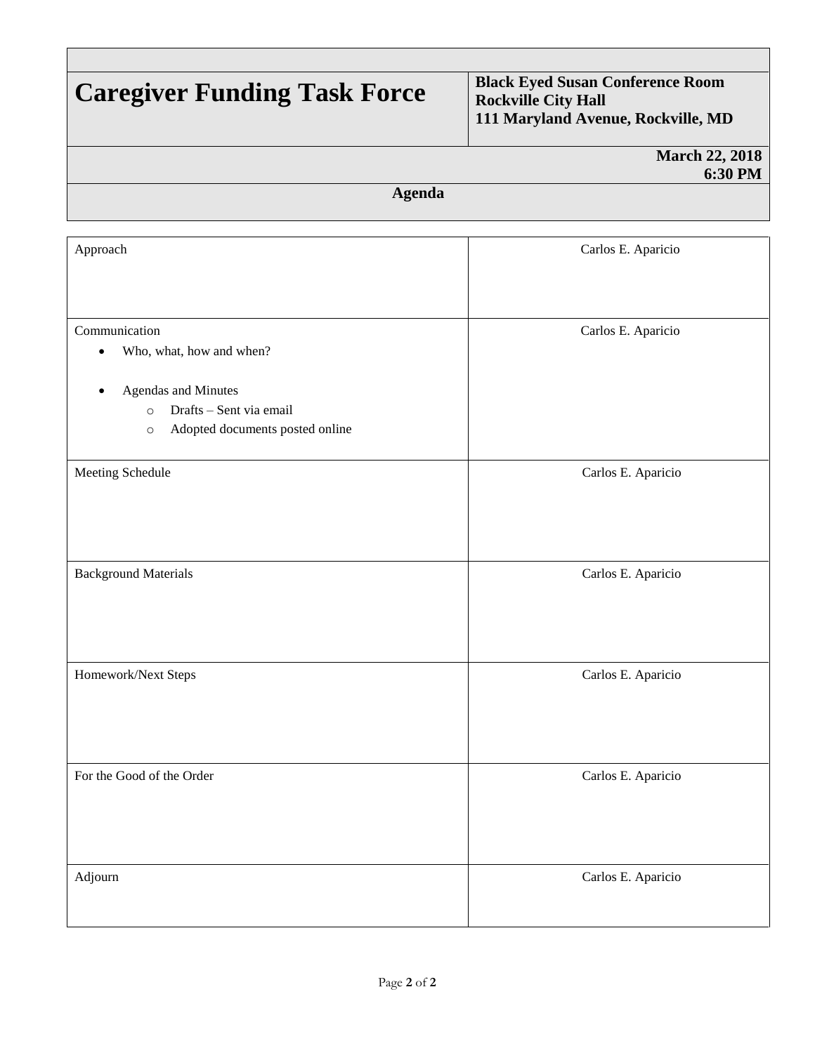# Caregiver Funding Task Force

**Black Eyed Susan Conference Room**
**Rockville City Hall**
**111 Maryland Avenue, Rockville, MD**

**March 22, 2018**
**6:30 PM**

**Agenda**

| | |
|---|---|
| Approach | Carlos E. Aparicio |
| Communication<br>• Who, what, how and when?<br>• Agendas and Minutes<br>  o Drafts – Sent via email<br>  o Adopted documents posted online | Carlos E. Aparicio |
| Meeting Schedule | Carlos E. Aparicio |
| Background Materials | Carlos E. Aparicio |
| Homework/Next Steps | Carlos E. Aparicio |
| For the Good of the Order | Carlos E. Aparicio |
| Adjourn | Carlos E. Aparicio |